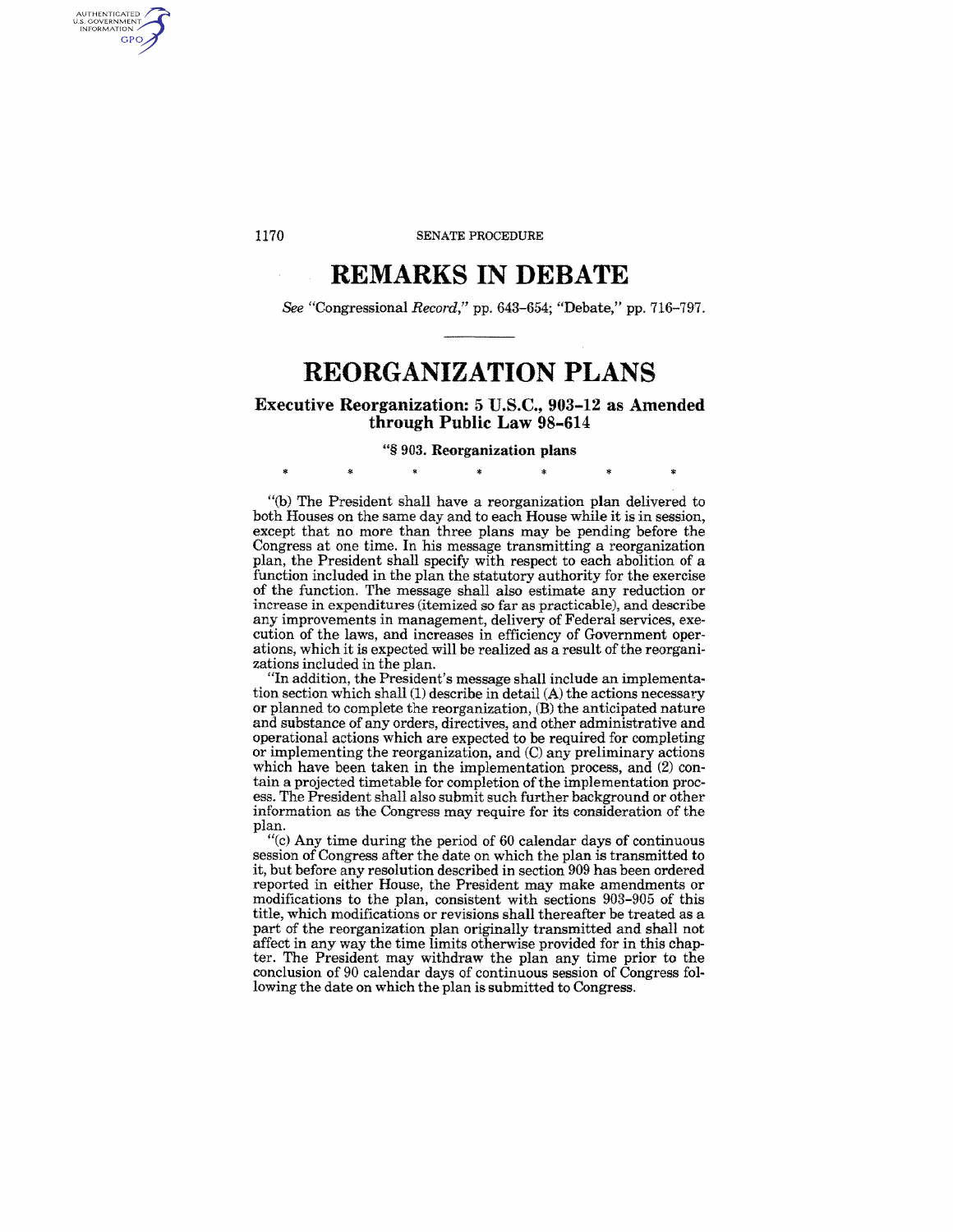# REMARKS IN DEBATE

*See* "Congressional *Record*," pp. 643–654; "Debate," pp. 716–797.

---

# REORGANIZATION PLANS

## Executive Reorganization: 5 U.S.C., 903–12 as Amended through Public Law 98–614

### "§ 903. Reorganization plans

\* \* \* \* \* \* \*

"(b) The President shall have a reorganization plan delivered to both Houses on the same day and to each House while it is in session, except that no more than three plans may be pending before the Congress at one time. In his message transmitting a reorganization plan, the President shall specify with respect to each abolition of a function included in the plan the statutory authority for the exercise of the function. The message shall also estimate any reduction or increase in expenditures (itemized so far as practicable), and describe any improvements in management, delivery of Federal services, execution of the laws, and increases in efficiency of Government operations, which it is expected will be realized as a result of the reorganizations included in the plan.

"In addition, the President's message shall include an implementation section which shall (1) describe in detail (A) the actions necessary or planned to complete the reorganization, (B) the anticipated nature and substance of any orders, directives, and other administrative and operational actions which are expected to be required for completing or implementing the reorganization, and (C) any preliminary actions which have been taken in the implementation process, and (2) contain a projected timetable for completion of the implementation process. The President shall also submit such further background or other information as the Congress may require for its consideration of the plan.

"(c) Any time during the period of 60 calendar days of continuous session of Congress after the date on which the plan is transmitted to it, but before any resolution described in section 909 has been ordered reported in either House, the President may make amendments or modifications to the plan, consistent with sections 903–905 of this title, which modifications or revisions shall thereafter be treated as a part of the reorganization plan originally transmitted and shall not affect in any way the time limits otherwise provided for in this chapter. The President may withdraw the plan any time prior to the conclusion of 90 calendar days of continuous session of Congress following the date on which the plan is submitted to Congress.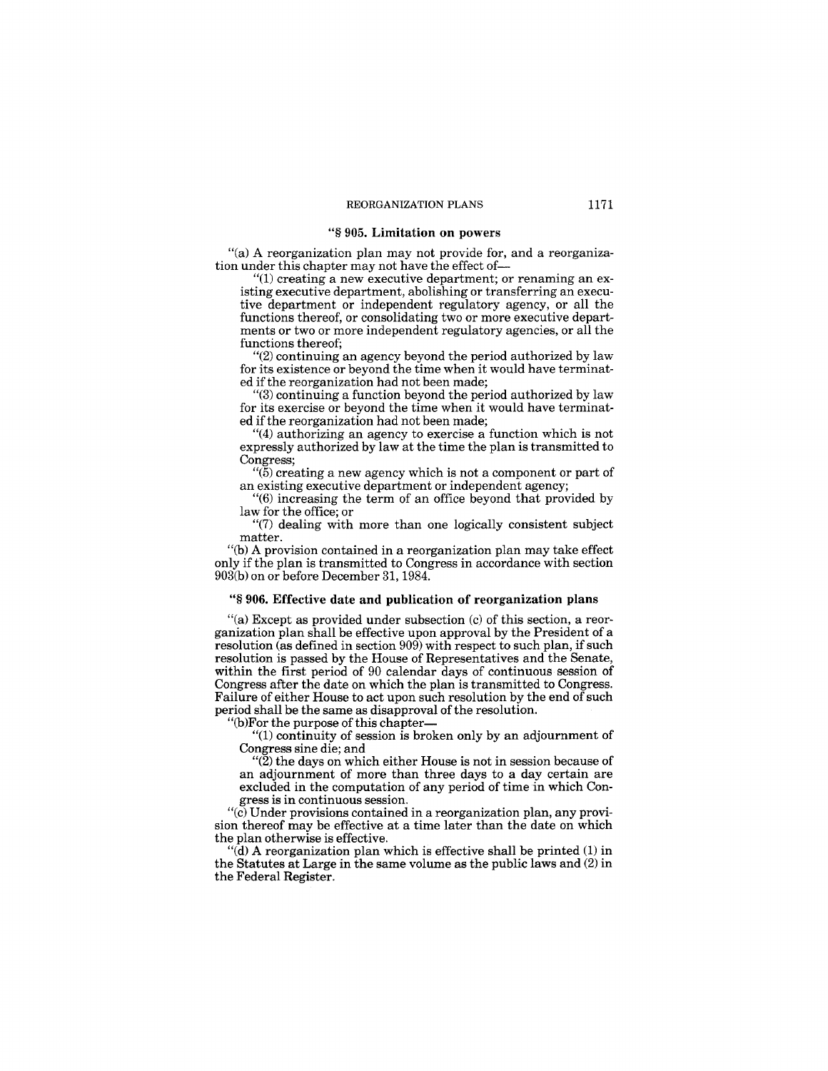### "§ 905. Limitation on powers

"(a) A reorganization plan may not provide for, and a reorganization under this chapter may not have the effect of—

"(1) creating a new executive department; or renaming an existing executive department, abolishing or transferring an executive department or independent regulatory agency, or all the functions thereof, or consolidating two or more executive departments or two or more independent regulatory agencies, or all the functions thereof;

"(2) continuing an agency beyond the period authorized by law for its existence or beyond the time when it would have terminated if the reorganization had not been made;

"(3) continuing a function beyond the period authorized by law for its exercise or beyond the time when it would have terminated if the reorganization had not been made;

"(4) authorizing an agency to exercise a function which is not expressly authorized by law at the time the plan is transmitted to Congress;

"(5) creating a new agency which is not a component or part of an existing executive department or independent agency;

"(6) increasing the term of an office beyond that provided by law for the office; or

"(7) dealing with more than one logically consistent subject matter.

"(b) A provision contained in a reorganization plan may take effect only if the plan is transmitted to Congress in accordance with section 903(b) on or before December 31, 1984.

### "§ 906. Effective date and publication of reorganization plans

"(a) Except as provided under subsection (c) of this section, a reorganization plan shall be effective upon approval by the President of a resolution (as defined in section 909) with respect to such plan, if such resolution is passed by the House of Representatives and the Senate, within the first period of 90 calendar days of continuous session of Congress after the date on which the plan is transmitted to Congress. Failure of either House to act upon such resolution by the end of such period shall be the same as disapproval of the resolution.

"(b)For the purpose of this chapter—

"(1) continuity of session is broken only by an adjournment of Congress sine die; and

"(2) the days on which either House is not in session because of an adjournment of more than three days to a day certain are excluded in the computation of any period of time in which Congress is in continuous session.

"(c) Under provisions contained in a reorganization plan, any provision thereof may be effective at a time later than the date on which the plan otherwise is effective.

"(d) A reorganization plan which is effective shall be printed (1) in the Statutes at Large in the same volume as the public laws and (2) in the Federal Register.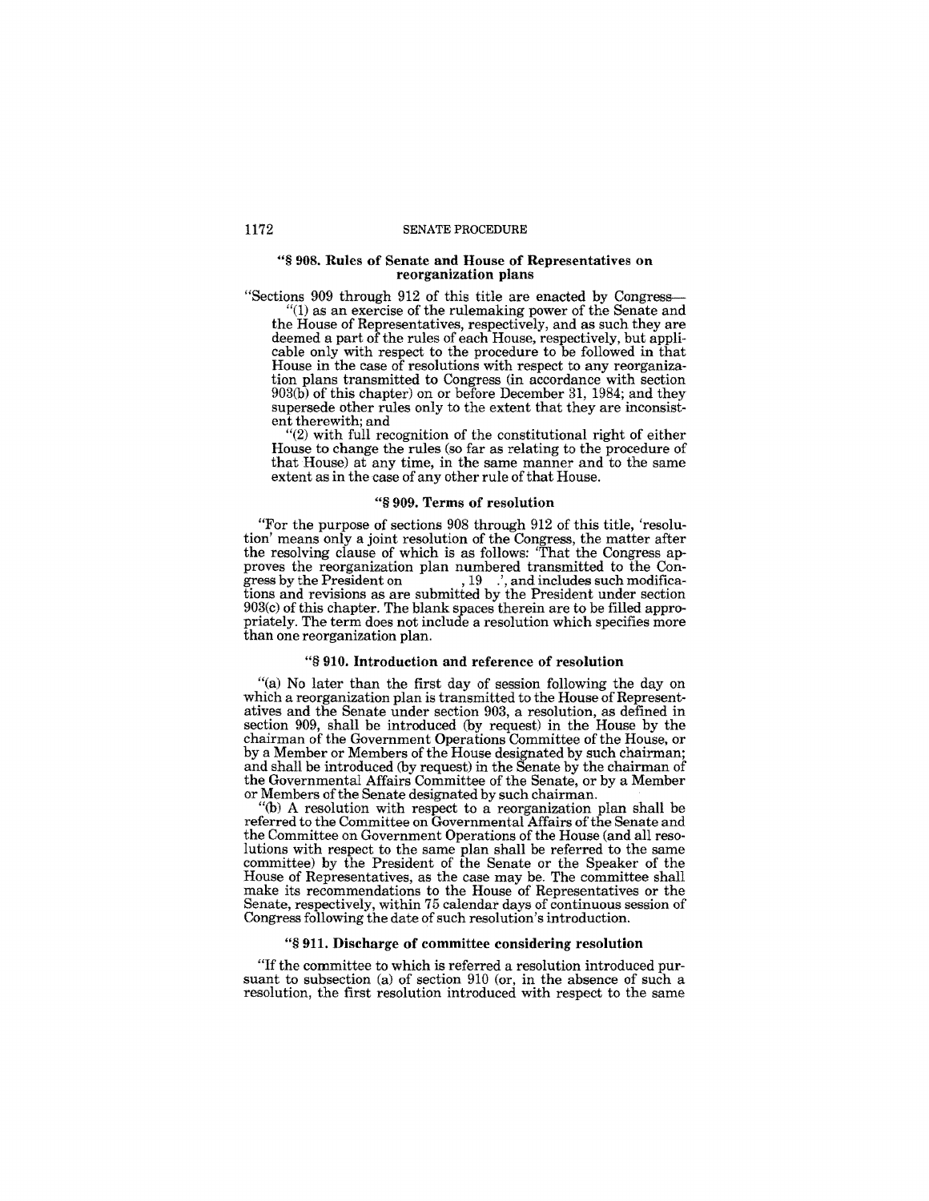### "§ 908. Rules of Senate and House of Representatives on reorganization plans

"Sections 909 through 912 of this title are enacted by Congress—

"(1) as an exercise of the rulemaking power of the Senate and the House of Representatives, respectively, and as such they are deemed a part of the rules of each House, respectively, but applicable only with respect to the procedure to be followed in that House in the case of resolutions with respect to any reorganization plans transmitted to Congress (in accordance with section 903(b) of this chapter) on or before December 31, 1984; and they supersede other rules only to the extent that they are inconsistent therewith; and

"(2) with full recognition of the constitutional right of either House to change the rules (so far as relating to the procedure of that House) at any time, in the same manner and to the same extent as in the case of any other rule of that House.

### "§ 909. Terms of resolution

"For the purpose of sections 908 through 912 of this title, 'resolution' means only a joint resolution of the Congress, the matter after the resolving clause of which is as follows: 'That the Congress approves the reorganization plan numbered transmitted to the Congress by the President on , 19 .', and includes such modifications and revisions as are submitted by the President under section 903(c) of this chapter. The blank spaces therein are to be filled appropriately. The term does not include a resolution which specifies more than one reorganization plan.

### "§ 910. Introduction and reference of resolution

"(a) No later than the first day of session following the day on which a reorganization plan is transmitted to the House of Representatives and the Senate under section 903, a resolution, as defined in section 909, shall be introduced (by request) in the House by the chairman of the Government Operations Committee of the House, or by a Member or Members of the House designated by such chairman; and shall be introduced (by request) in the Senate by the chairman of the Governmental Affairs Committee of the Senate, or by a Member or Members of the Senate designated by such chairman.

"(b) A resolution with respect to a reorganization plan shall be referred to the Committee on Governmental Affairs of the Senate and the Committee on Government Operations of the House (and all resolutions with respect to the same plan shall be referred to the same committee) by the President of the Senate or the Speaker of the House of Representatives, as the case may be. The committee shall make its recommendations to the House of Representatives or the Senate, respectively, within 75 calendar days of continuous session of Congress following the date of such resolution's introduction.

### "§ 911. Discharge of committee considering resolution

"If the committee to which is referred a resolution introduced pursuant to subsection (a) of section 910 (or, in the absence of such a resolution, the first resolution introduced with respect to the same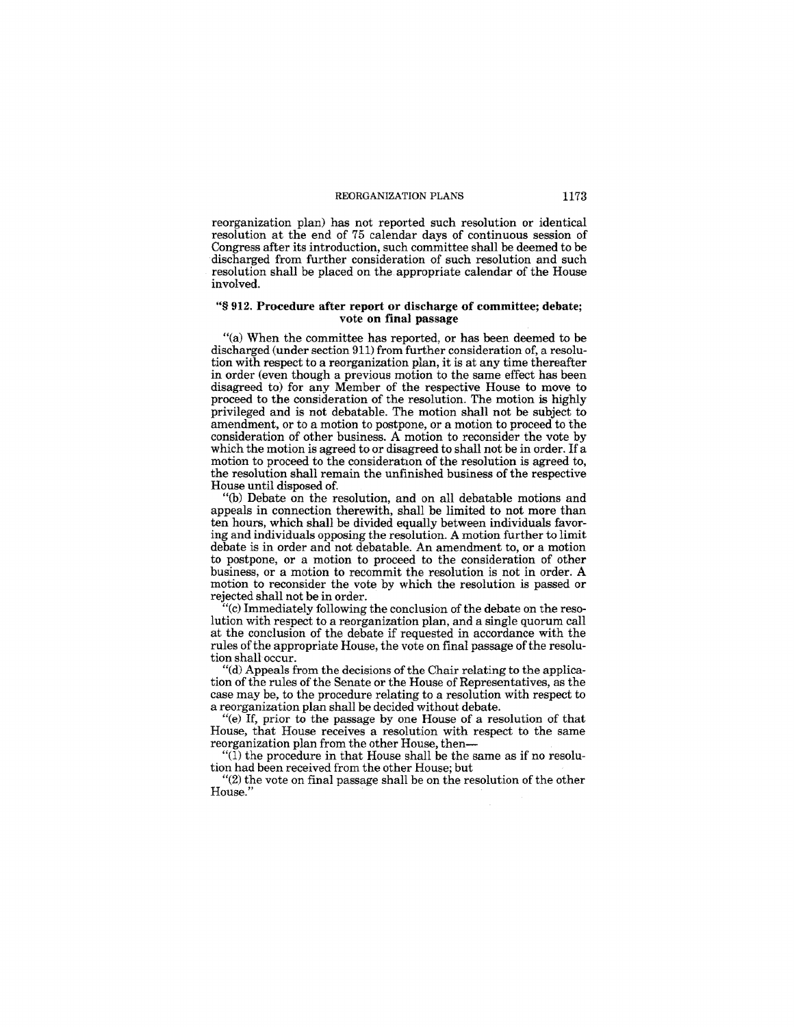reorganization plan) has not reported such resolution or identical resolution at the end of 75 calendar days of continuous session of Congress after its introduction, such committee shall be deemed to be discharged from further consideration of such resolution and such resolution shall be placed on the appropriate calendar of the House involved.

### "§ 912. Procedure after report or discharge of committee; debate; vote on final passage

"(a) When the committee has reported, or has been deemed to be discharged (under section 911) from further consideration of, a resolution with respect to a reorganization plan, it is at any time thereafter in order (even though a previous motion to the same effect has been disagreed to) for any Member of the respective House to move to proceed to the consideration of the resolution. The motion is highly privileged and is not debatable. The motion shall not be subject to amendment, or to a motion to postpone, or a motion to proceed to the consideration of other business. A motion to reconsider the vote by which the motion is agreed to or disagreed to shall not be in order. If a motion to proceed to the consideration of the resolution is agreed to, the resolution shall remain the unfinished business of the respective House until disposed of.

"(b) Debate on the resolution, and on all debatable motions and appeals in connection therewith, shall be limited to not more than ten hours, which shall be divided equally between individuals favoring and individuals opposing the resolution. A motion further to limit debate is in order and not debatable. An amendment to, or a motion to postpone, or a motion to proceed to the consideration of other business, or a motion to recommit the resolution is not in order. A motion to reconsider the vote by which the resolution is passed or rejected shall not be in order.

"(c) Immediately following the conclusion of the debate on the resolution with respect to a reorganization plan, and a single quorum call at the conclusion of the debate if requested in accordance with the rules of the appropriate House, the vote on final passage of the resolution shall occur.

"(d) Appeals from the decisions of the Chair relating to the application of the rules of the Senate or the House of Representatives, as the case may be, to the procedure relating to a resolution with respect to a reorganization plan shall be decided without debate.

"(e) If, prior to the passage by one House of a resolution of that House, that House receives a resolution with respect to the same reorganization plan from the other House, then—

"(1) the procedure in that House shall be the same as if no resolution had been received from the other House; but

"(2) the vote on final passage shall be on the resolution of the other House."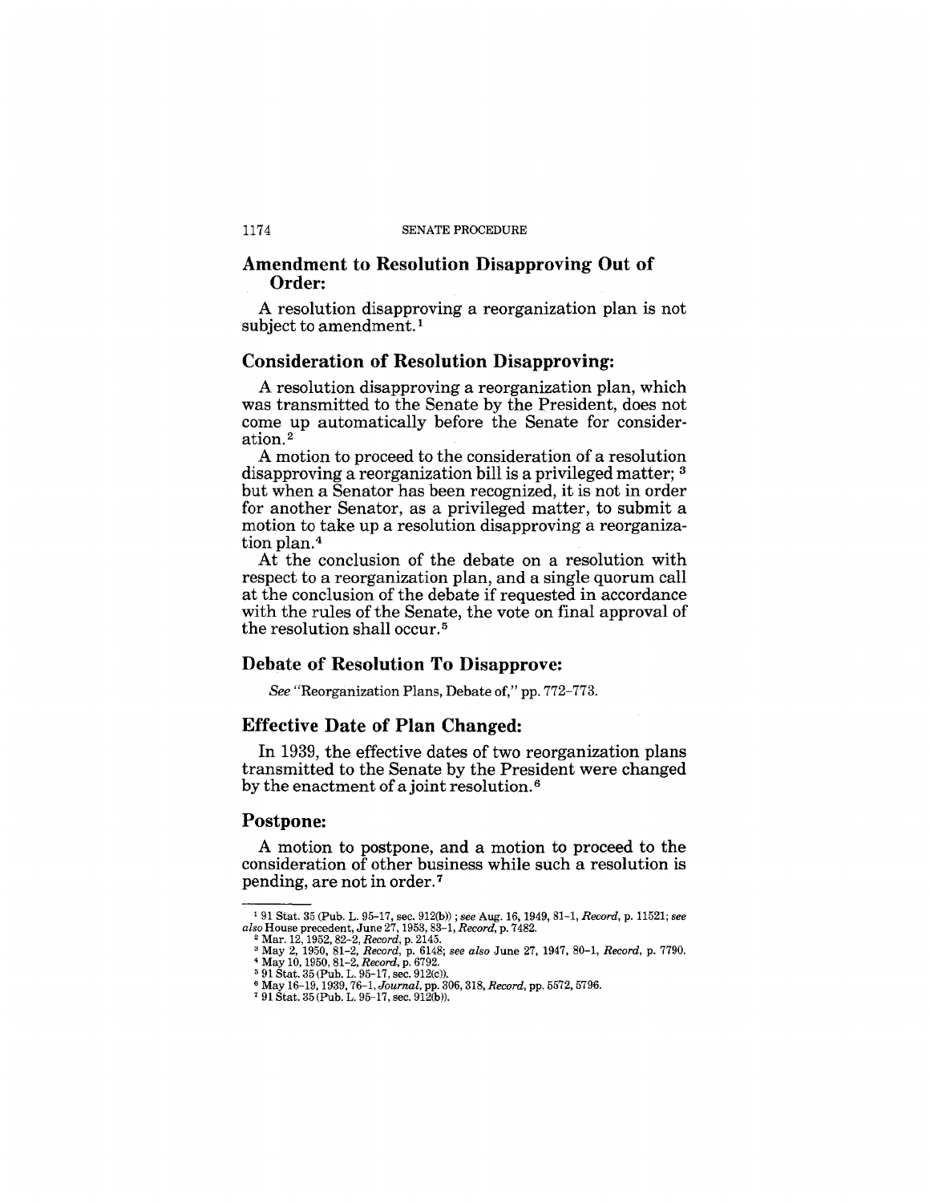## Amendment to Resolution Disapproving Out of Order:

A resolution disapproving a reorganization plan is not subject to amendment.[1]

## Consideration of Resolution Disapproving:

A resolution disapproving a reorganization plan, which was transmitted to the Senate by the President, does not come up automatically before the Senate for consideration.[2]

A motion to proceed to the consideration of a resolution disapproving a reorganization bill is a privileged matter;[3] but when a Senator has been recognized, it is not in order for another Senator, as a privileged matter, to submit a motion to take up a resolution disapproving a reorganization plan.[4]

At the conclusion of the debate on a resolution with respect to a reorganization plan, and a single quorum call at the conclusion of the debate if requested in accordance with the rules of the Senate, the vote on final approval of the resolution shall occur.[5]

## Debate of Resolution To Disapprove:

*See* "Reorganization Plans, Debate of," pp. 772–773.

## Effective Date of Plan Changed:

In 1939, the effective dates of two reorganization plans transmitted to the Senate by the President were changed by the enactment of a joint resolution.[6]

## Postpone:

A motion to postpone, and a motion to proceed to the consideration of other business while such a resolution is pending, are not in order.[7]

---

[1] 91 Stat. 35 (Pub. L. 95–17, sec. 912(b)); *see* Aug. 16, 1949, 81–1, *Record*, p. 11521; *see also* House precedent, June 27, 1953, 83–1, *Record*, p. 7482.

[2] Mar. 12, 1952, 82–2, *Record*, p. 2145.

[3] May 2, 1950, 81–2, *Record*, p. 6148; *see also* June 27, 1947, 80–1, *Record*, p. 7790.

[4] May 10, 1950, 81–2, *Record*, p. 6792.

[5] 91 Stat. 35 (Pub. L. 95–17, sec. 912(c)).

[6] May 16–19, 1939, 76–1, *Journal*, pp. 306, 318, *Record*, pp. 5572, 5796.

[7] 91 Stat. 35 (Pub. L. 95–17, sec. 912(b)).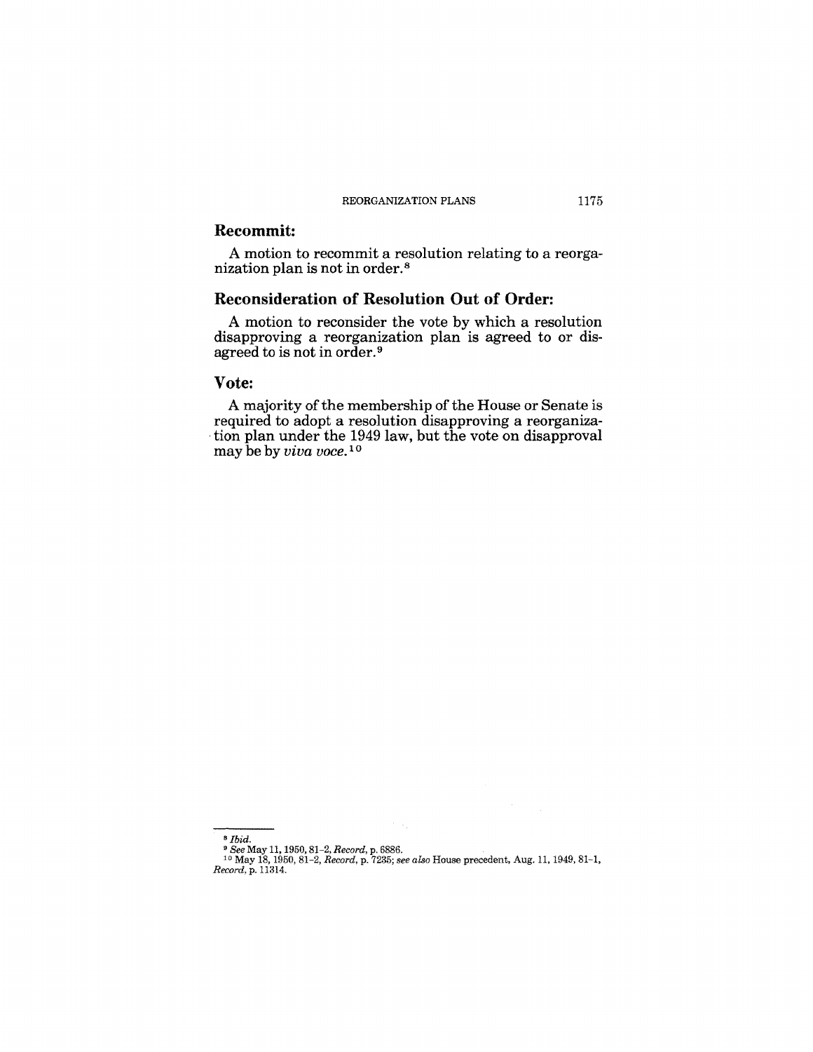## Recommit:

A motion to recommit a resolution relating to a reorganization plan is not in order.[8]

## Reconsideration of Resolution Out of Order:

A motion to reconsider the vote by which a resolution disapproving a reorganization plan is agreed to or disagreed to is not in order.[9]

## Vote:

A majority of the membership of the House or Senate is required to adopt a resolution disapproving a reorganization plan under the 1949 law, but the vote on disapproval may be by *viva voce*.[10]

---

[8] *Ibid.*

[9] *See* May 11, 1950, 81-2, *Record*, p. 6886.

[10] May 18, 1950, 81-2, *Record*, p. 7235; *see also* House precedent, Aug. 11, 1949, 81-1, *Record*, p. 11314.